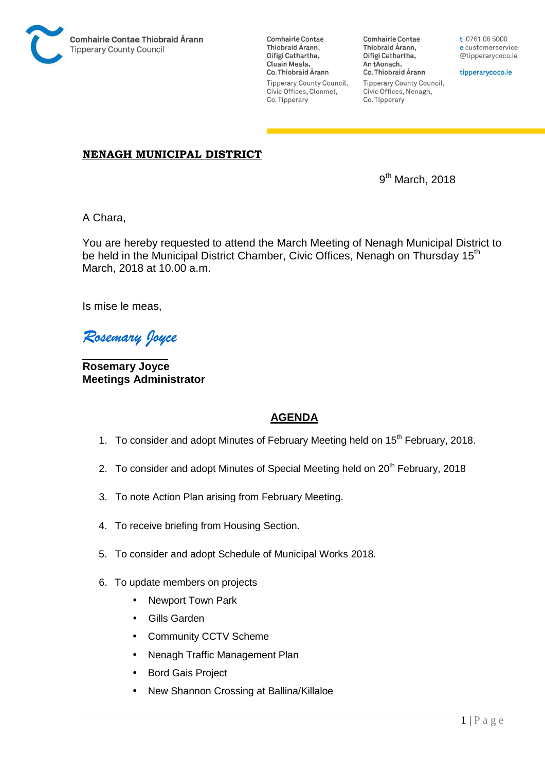Comhairle Contae Thiobraid Árann
Tipperary County Council

Comhairle Contae Thiobraid Árann,
Oifigí Cathartha,
Cluain Meala,
Co. Thiobraid Árann

Tipperary County Council,
Civic Offices, Clonmel,
Co. Tipperary

Comhairle Contae Thiobraid Árann,
Oifigí Cathartha,
An tAonach,
Co. Thiobraid Árann

Tipperary County Council,
Civic Offices, Nenagh,
Co. Tipperary

t 0761 06 5000
e customerservice@tipperarycoco.ie

tipperarycoco.ie

**NENAGH MUNICIPAL DISTRICT**

9th March, 2018

A Chara,

You are hereby requested to attend the March Meeting of Nenagh Municipal District to be held in the Municipal District Chamber, Civic Offices, Nenagh on Thursday 15th March, 2018 at 10.00 a.m.

Is mise le meas,

*Rosemary Joyce*

**Rosemary Joyce**
**Meetings Administrator**

## AGENDA

1. To consider and adopt Minutes of February Meeting held on 15th February, 2018.
2. To consider and adopt Minutes of Special Meeting held on 20th February, 2018
3. To note Action Plan arising from February Meeting.
4. To receive briefing from Housing Section.
5. To consider and adopt Schedule of Municipal Works 2018.
6. To update members on projects
   - Newport Town Park
   - Gills Garden
   - Community CCTV Scheme
   - Nenagh Traffic Management Plan
   - Bord Gais Project
   - New Shannon Crossing at Ballina/Killaloe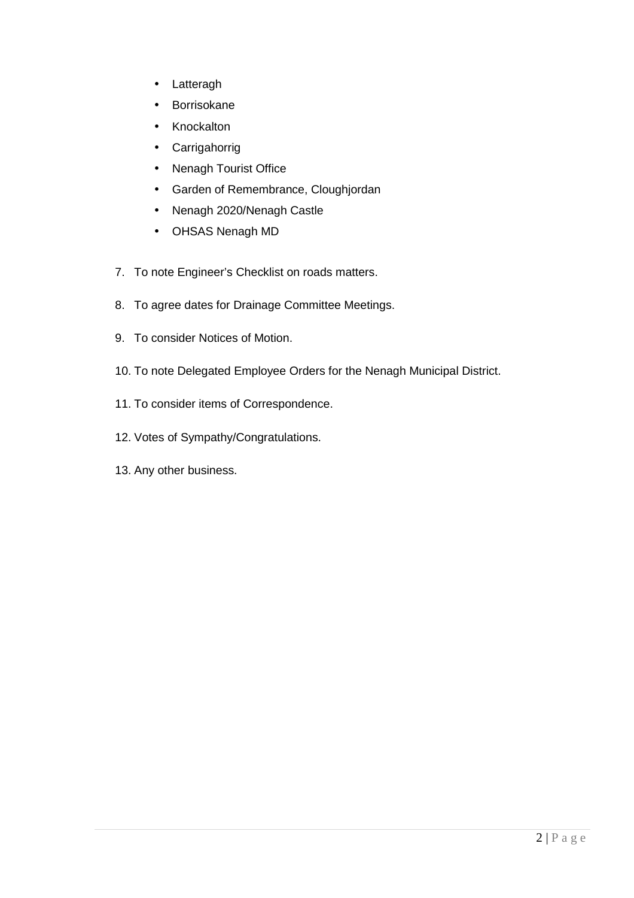- Latteragh
- Borrisokane
- Knockalton
- Carrigahorrig
- Nenagh Tourist Office
- Garden of Remembrance, Cloughjordan
- Nenagh 2020/Nenagh Castle
- OHSAS Nenagh MD

7. To note Engineer's Checklist on roads matters.

8. To agree dates for Drainage Committee Meetings.

9. To consider Notices of Motion.

10. To note Delegated Employee Orders for the Nenagh Municipal District.

11. To consider items of Correspondence.

12. Votes of Sympathy/Congratulations.

13. Any other business.